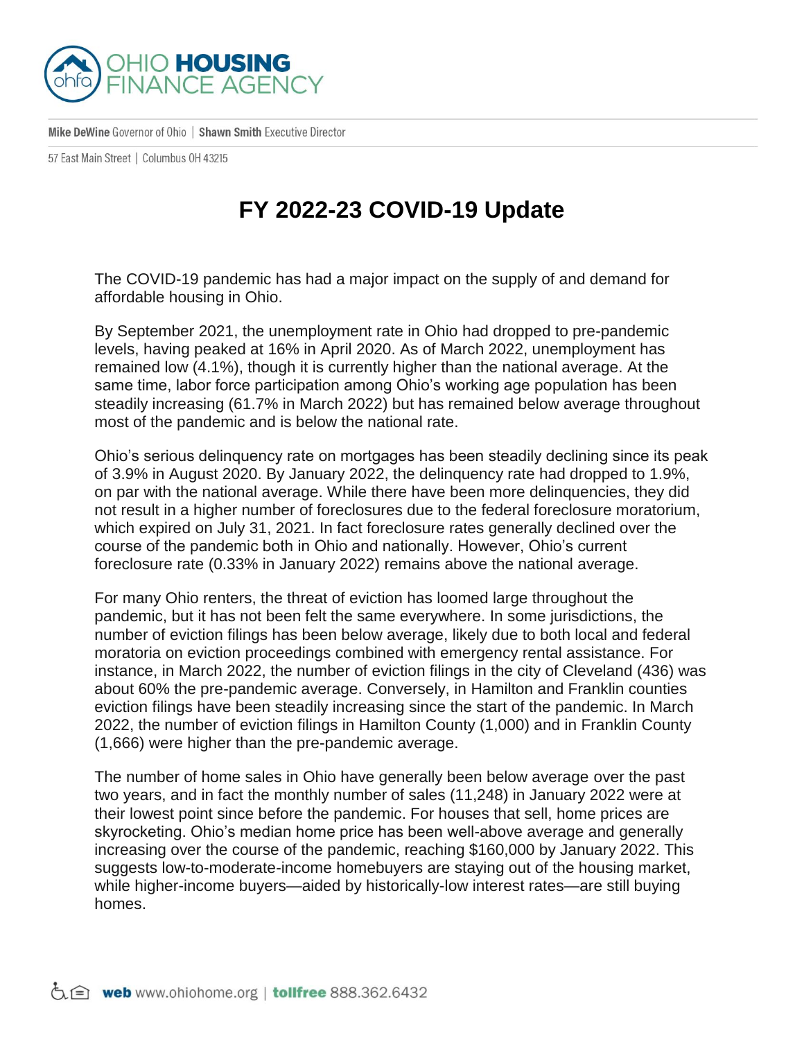# FY 2022-23 COVID-19 Update

The COVID-19 pandemic has had a major impact on the supply of and demand for affordable housing in Ohio.

By September 2021, the unemployment rate in Ohio had dropped to pre-pandemic levels, having peaked at 16% in April 2020. As of March 2022, unemployment has remained low (4.1%), though it is currently higher than the national average. At the same time, labor force participation among Ohio's working age population has been steadily increasing (61.7% in March 2022) but has remained below average throughout most of the pandemic and is below the national rate.

Ohio's serious delinquency rate on mortgages has been steadily declining since its peak of 3.9% in August 2020. By January 2022, the delinquency rate had dropped to 1.9%, on par with the national average. While there have been more delinquencies, they did not result in a higher number of foreclosures due to the federal foreclosure moratorium, which expired on July 31, 2021. In fact foreclosure rates generally declined over the course of the pandemic both in Ohio and nationally. However, Ohio's current foreclosure rate (0.33% in January 2022) remains above the national average.

For many Ohio renters, the threat of eviction has loomed large throughout the pandemic, but it has not been felt the same everywhere. In some jurisdictions, the number of eviction filings has been below average, likely due to both local and federal moratoria on eviction proceedings combined with emergency rental assistance. For instance, in March 2022, the number of eviction filings in the city of Cleveland (436) was about 60% the pre-pandemic average. Conversely, in Hamilton and Franklin counties eviction filings have been steadily increasing since the start of the pandemic. In March 2022, the number of eviction filings in Hamilton County (1,000) and in Franklin County (1,666) were higher than the pre-pandemic average.

The number of home sales in Ohio have generally been below average over the past two years, and in fact the monthly number of sales (11,248) in January 2022 were at their lowest point since before the pandemic. For houses that sell, home prices are skyrocketing. Ohio's median home price has been well-above average and generally increasing over the course of the pandemic, reaching $160,000 by January 2022. This suggests low-to-moderate-income homebuyers are staying out of the housing market, while higher-income buyers—aided by historically-low interest rates—are still buying homes.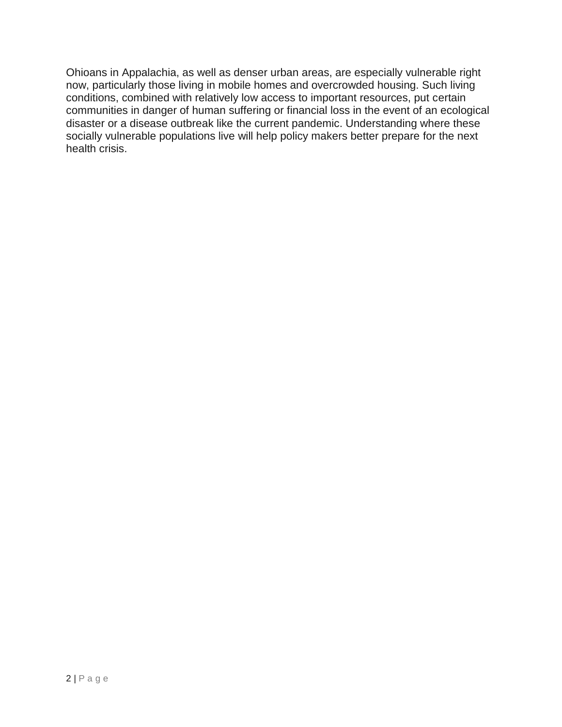Ohioans in Appalachia, as well as denser urban areas, are especially vulnerable right now, particularly those living in mobile homes and overcrowded housing. Such living conditions, combined with relatively low access to important resources, put certain communities in danger of human suffering or financial loss in the event of an ecological disaster or a disease outbreak like the current pandemic. Understanding where these socially vulnerable populations live will help policy makers better prepare for the next health crisis.